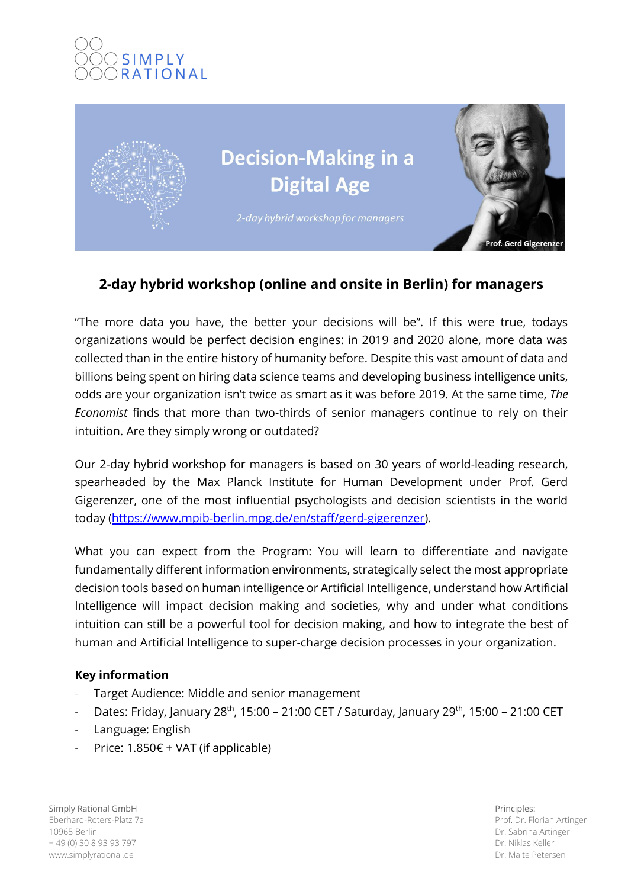SIMPLY RATIONAL

# Decision-Making in a Digital Age

*2-day hybrid workshop for managers*

Prof. Gerd Gigerenzer

## 2-day hybrid workshop (online and onsite in Berlin) for managers

"The more data you have, the better your decisions will be". If this were true, todays organizations would be perfect decision engines: in 2019 and 2020 alone, more data was collected than in the entire history of humanity before. Despite this vast amount of data and billions being spent on hiring data science teams and developing business intelligence units, odds are your organization isn't twice as smart as it was before 2019. At the same time, *The Economist* finds that more than two-thirds of senior managers continue to rely on their intuition. Are they simply wrong or outdated?

Our 2-day hybrid workshop for managers is based on 30 years of world-leading research, spearheaded by the Max Planck Institute for Human Development under Prof. Gerd Gigerenzer, one of the most influential psychologists and decision scientists in the world today (https://www.mpib-berlin.mpg.de/en/staff/gerd-gigerenzer).

What you can expect from the Program: You will learn to differentiate and navigate fundamentally different information environments, strategically select the most appropriate decision tools based on human intelligence or Artificial Intelligence, understand how Artificial Intelligence will impact decision making and societies, why and under what conditions intuition can still be a powerful tool for decision making, and how to integrate the best of human and Artificial Intelligence to super-charge decision processes in your organization.

**Key information**

- Target Audience: Middle and senior management
- Dates: Friday, January 28th, 15:00 – 21:00 CET / Saturday, January 29th, 15:00 – 21:00 CET
- Language: English
- Price: 1.850€ + VAT (if applicable)

Simply Rational GmbH
Eberhard-Roters-Platz 7a
10965 Berlin
+ 49 (0) 30 8 93 93 797
www.simplyrational.de

Principles:
Prof. Dr. Florian Artinger
Dr. Sabrina Artinger
Dr. Niklas Keller
Dr. Malte Petersen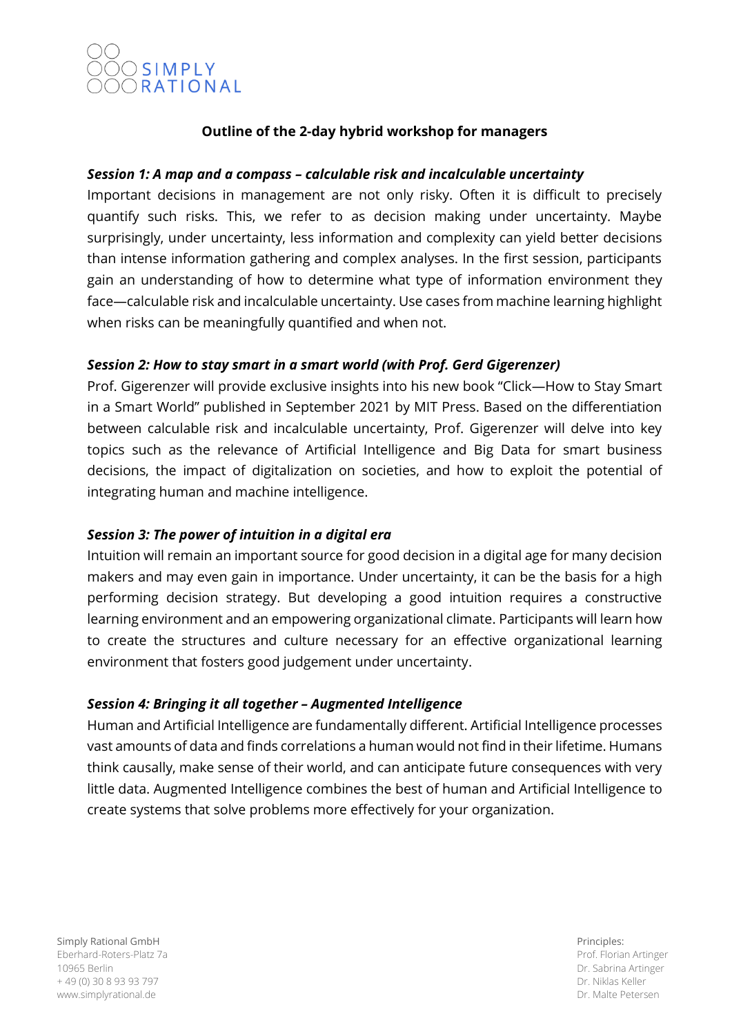SIMPLY RATIONAL

## Outline of the 2-day hybrid workshop for managers

### *Session 1: A map and a compass – calculable risk and incalculable uncertainty*

Important decisions in management are not only risky. Often it is difficult to precisely quantify such risks. This, we refer to as decision making under uncertainty. Maybe surprisingly, under uncertainty, less information and complexity can yield better decisions than intense information gathering and complex analyses. In the first session, participants gain an understanding of how to determine what type of information environment they face—calculable risk and incalculable uncertainty. Use cases from machine learning highlight when risks can be meaningfully quantified and when not.

### *Session 2: How to stay smart in a smart world (with Prof. Gerd Gigerenzer)*

Prof. Gigerenzer will provide exclusive insights into his new book "Click—How to Stay Smart in a Smart World" published in September 2021 by MIT Press. Based on the differentiation between calculable risk and incalculable uncertainty, Prof. Gigerenzer will delve into key topics such as the relevance of Artificial Intelligence and Big Data for smart business decisions, the impact of digitalization on societies, and how to exploit the potential of integrating human and machine intelligence.

### *Session 3: The power of intuition in a digital era*

Intuition will remain an important source for good decision in a digital age for many decision makers and may even gain in importance. Under uncertainty, it can be the basis for a high performing decision strategy. But developing a good intuition requires a constructive learning environment and an empowering organizational climate. Participants will learn how to create the structures and culture necessary for an effective organizational learning environment that fosters good judgement under uncertainty.

### *Session 4: Bringing it all together – Augmented Intelligence*

Human and Artificial Intelligence are fundamentally different. Artificial Intelligence processes vast amounts of data and finds correlations a human would not find in their lifetime. Humans think causally, make sense of their world, and can anticipate future consequences with very little data. Augmented Intelligence combines the best of human and Artificial Intelligence to create systems that solve problems more effectively for your organization.

Simply Rational GmbH
Eberhard-Roters-Platz 7a
10965 Berlin
+ 49 (0) 30 8 93 93 797
www.simplyrational.de

Principles:
Prof. Florian Artinger
Dr. Sabrina Artinger
Dr. Niklas Keller
Dr. Malte Petersen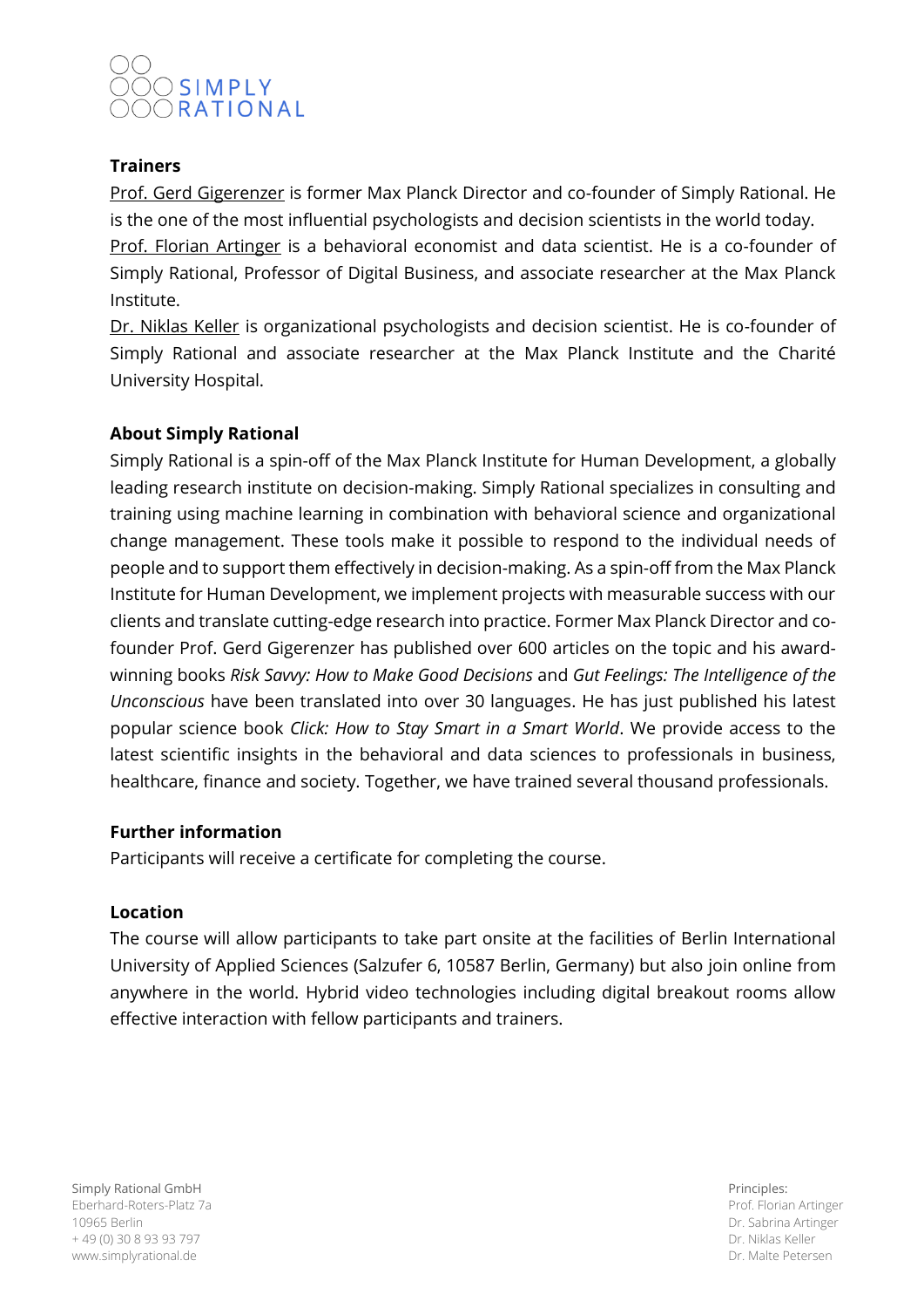### Trainers

Prof. Gerd Gigerenzer is former Max Planck Director and co-founder of Simply Rational. He is the one of the most influential psychologists and decision scientists in the world today.

Prof. Florian Artinger is a behavioral economist and data scientist. He is a co-founder of Simply Rational, Professor of Digital Business, and associate researcher at the Max Planck Institute.

Dr. Niklas Keller is organizational psychologists and decision scientist. He is co-founder of Simply Rational and associate researcher at the Max Planck Institute and the Charité University Hospital.

### About Simply Rational

Simply Rational is a spin-off of the Max Planck Institute for Human Development, a globally leading research institute on decision-making. Simply Rational specializes in consulting and training using machine learning in combination with behavioral science and organizational change management. These tools make it possible to respond to the individual needs of people and to support them effectively in decision-making. As a spin-off from the Max Planck Institute for Human Development, we implement projects with measurable success with our clients and translate cutting-edge research into practice. Former Max Planck Director and co-founder Prof. Gerd Gigerenzer has published over 600 articles on the topic and his award-winning books *Risk Savvy: How to Make Good Decisions* and *Gut Feelings: The Intelligence of the Unconscious* have been translated into over 30 languages. He has just published his latest popular science book *Click: How to Stay Smart in a Smart World*. We provide access to the latest scientific insights in the behavioral and data sciences to professionals in business, healthcare, finance and society. Together, we have trained several thousand professionals.

### Further information

Participants will receive a certificate for completing the course.

### Location

The course will allow participants to take part onsite at the facilities of Berlin International University of Applied Sciences (Salzufer 6, 10587 Berlin, Germany) but also join online from anywhere in the world. Hybrid video technologies including digital breakout rooms allow effective interaction with fellow participants and trainers.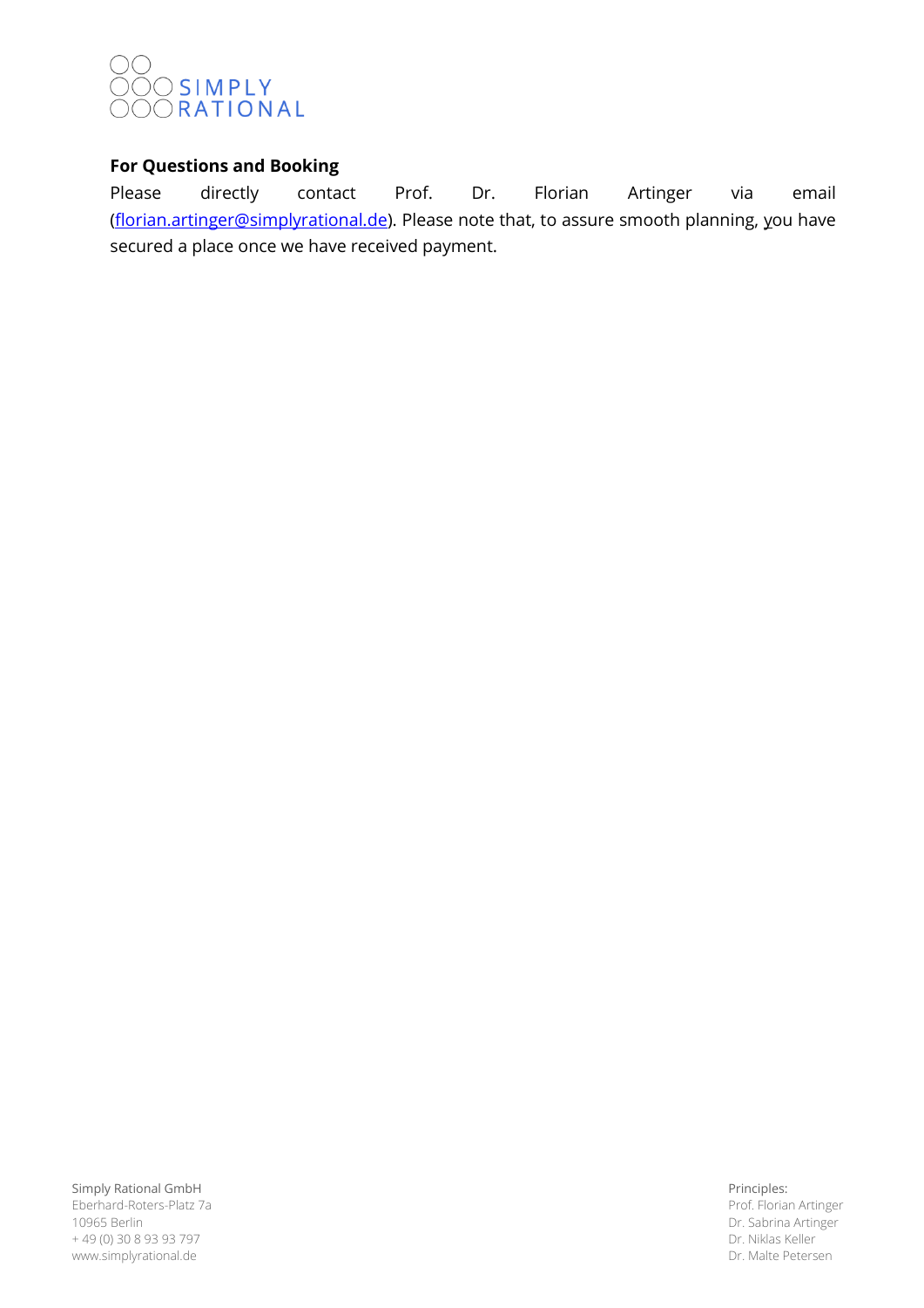**For Questions and Booking**

Please directly contact Prof. Dr. Florian Artinger via email (florian.artinger@simplyrational.de). Please note that, to assure smooth planning, you have secured a place once we have received payment.